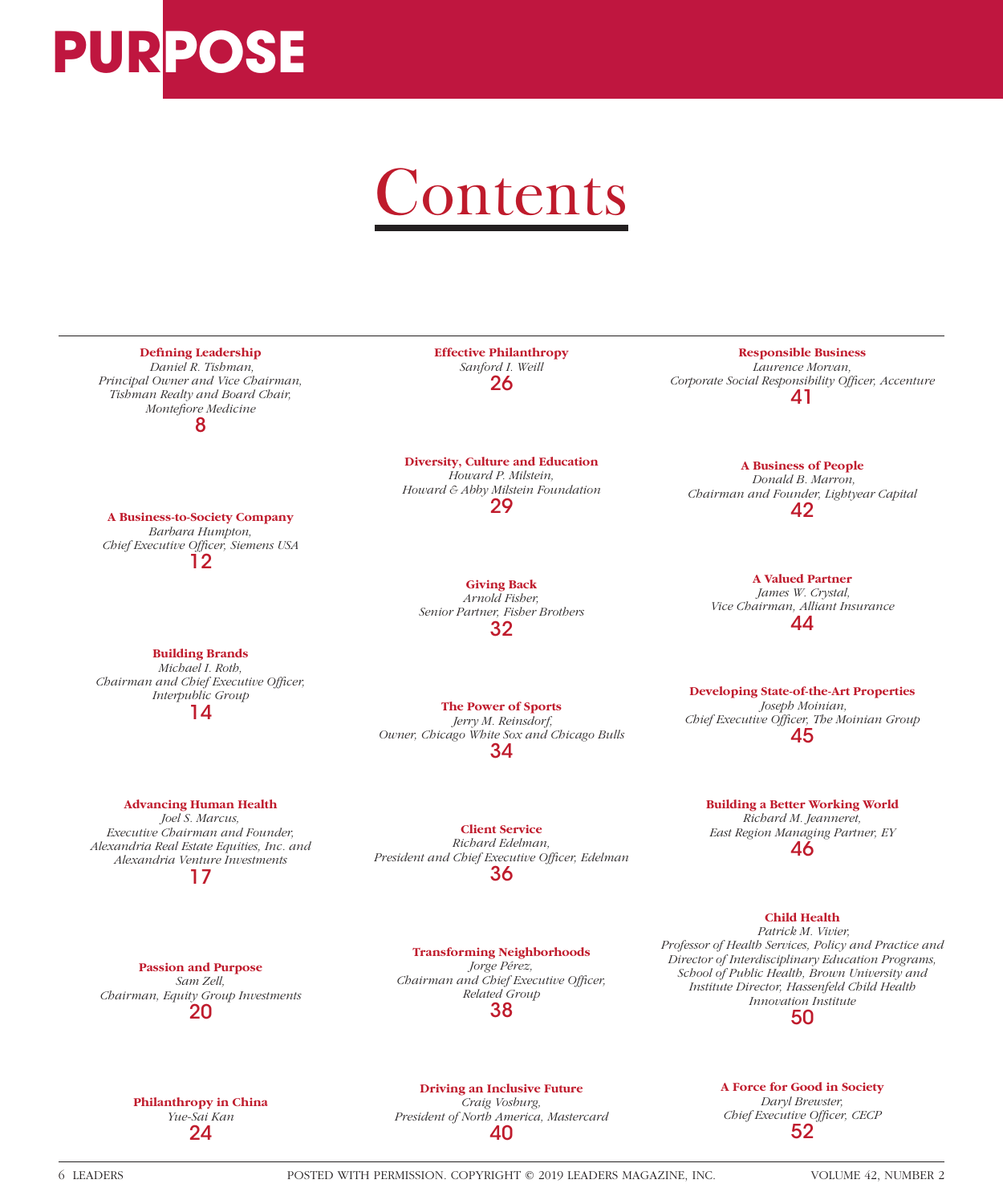# PURPOSE

# Contents

**Defining Leadership**
*Daniel R. Tishman, Principal Owner and Vice Chairman, Tishman Realty and Board Chair, Montefiore Medicine*
8

**A Business-to-Society Company**
*Barbara Humpton, Chief Executive Officer, Siemens USA*
12

**Building Brands**
*Michael I. Roth, Chairman and Chief Executive Officer, Interpublic Group*
14

**Advancing Human Health**
*Joel S. Marcus, Executive Chairman and Founder, Alexandria Real Estate Equities, Inc. and Alexandria Venture Investments*
17

**Passion and Purpose**
*Sam Zell, Chairman, Equity Group Investments*
20

**Philanthropy in China**
*Yue-Sai Kan*
24

**Effective Philanthropy**
*Sanford I. Weill*
26

**Diversity, Culture and Education**
*Howard P. Milstein, Howard & Abby Milstein Foundation*
29

**Giving Back**
*Arnold Fisher, Senior Partner, Fisher Brothers*
32

**The Power of Sports**
*Jerry M. Reinsdorf, Owner, Chicago White Sox and Chicago Bulls*
34

**Client Service**
*Richard Edelman, President and Chief Executive Officer, Edelman*
36

**Transforming Neighborhoods**
*Jorge Pérez, Chairman and Chief Executive Officer, Related Group*
38

**Driving an Inclusive Future**
*Craig Vosburg, President of North America, Mastercard*
40

**Responsible Business**
*Laurence Morvan, Corporate Social Responsibility Officer, Accenture*
41

**A Business of People**
*Donald B. Marron, Chairman and Founder, Lightyear Capital*
42

**A Valued Partner**
*James W. Crystal, Vice Chairman, Alliant Insurance*
44

**Developing State-of-the-Art Properties**
*Joseph Moinian, Chief Executive Officer, The Moinian Group*
45

**Building a Better Working World**
*Richard M. Jeanneret, East Region Managing Partner, EY*
46

**Child Health**
*Patrick M. Vivier, Professor of Health Services, Policy and Practice and Director of Interdisciplinary Education Programs, School of Public Health, Brown University and Institute Director, Hassenfeld Child Health Innovation Institute*
50

**A Force for Good in Society**
*Daryl Brewster, Chief Executive Officer, CECP*
52

POSTED WITH PERMISSION. COPYRIGHT © 2019 LEADERS MAGAZINE, INC.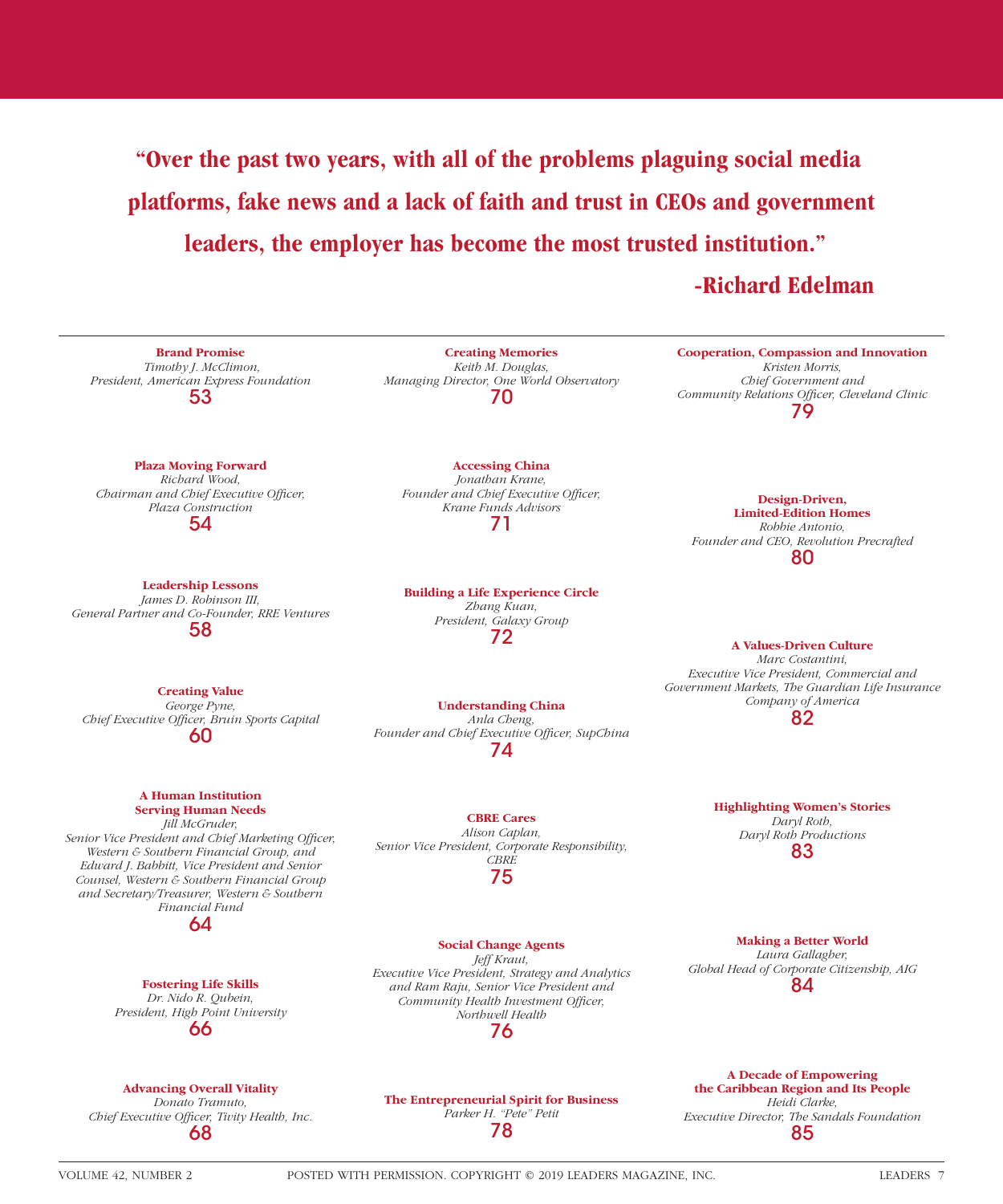**"Over the past two years, with all of the problems plaguing social media platforms, fake news and a lack of faith and trust in CEOs and government leaders, the employer has become the most trusted institution."**

**-Richard Edelman**

---

**Brand Promise**
*Timothy J. McClimon,*
*President, American Express Foundation*
53

**Plaza Moving Forward**
*Richard Wood,*
*Chairman and Chief Executive Officer,*
*Plaza Construction*
54

**Leadership Lessons**
*James D. Robinson III,*
*General Partner and Co-Founder, RRE Ventures*
58

**Creating Value**
*George Pyne,*
*Chief Executive Officer, Bruin Sports Capital*
60

**A Human Institution Serving Human Needs**
*Jill McGruder,*
*Senior Vice President and Chief Marketing Officer, Western & Southern Financial Group, and Edward J. Babbitt, Vice President and Senior Counsel, Western & Southern Financial Group and Secretary/Treasurer, Western & Southern Financial Fund*
64

**Fostering Life Skills**
*Dr. Nido R. Qubein,*
*President, High Point University*
66

**Advancing Overall Vitality**
*Donato Tramuto,*
*Chief Executive Officer, Tivity Health, Inc.*
68

**Creating Memories**
*Keith M. Douglas,*
*Managing Director, One World Observatory*
70

**Accessing China**
*Jonathan Krane,*
*Founder and Chief Executive Officer,*
*Krane Funds Advisors*
71

**Building a Life Experience Circle**
*Zhang Kuan,*
*President, Galaxy Group*
72

**Understanding China**
*Anla Cheng,*
*Founder and Chief Executive Officer, SupChina*
74

**CBRE Cares**
*Alison Caplan,*
*Senior Vice President, Corporate Responsibility, CBRE*
75

**Social Change Agents**
*Jeff Kraut,*
*Executive Vice President, Strategy and Analytics and Ram Raju, Senior Vice President and Community Health Investment Officer, Northwell Health*
76

**The Entrepreneurial Spirit for Business**
*Parker H. "Pete" Petit*
78

**Cooperation, Compassion and Innovation**
*Kristen Morris,*
*Chief Government and Community Relations Officer, Cleveland Clinic*
79

**Design-Driven, Limited-Edition Homes**
*Robbie Antonio,*
*Founder and CEO, Revolution Precrafted*
80

**A Values-Driven Culture**
*Marc Costantini,*
*Executive Vice President, Commercial and Government Markets, The Guardian Life Insurance Company of America*
82

**Highlighting Women's Stories**
*Daryl Roth,*
*Daryl Roth Productions*
83

**Making a Better World**
*Laura Gallagher,*
*Global Head of Corporate Citizenship, AIG*
84

**A Decade of Empowering the Caribbean Region and Its People**
*Heidi Clarke,*
*Executive Director, The Sandals Foundation*
85

POSTED WITH PERMISSION. COPYRIGHT © 2019 LEADERS MAGAZINE, INC.